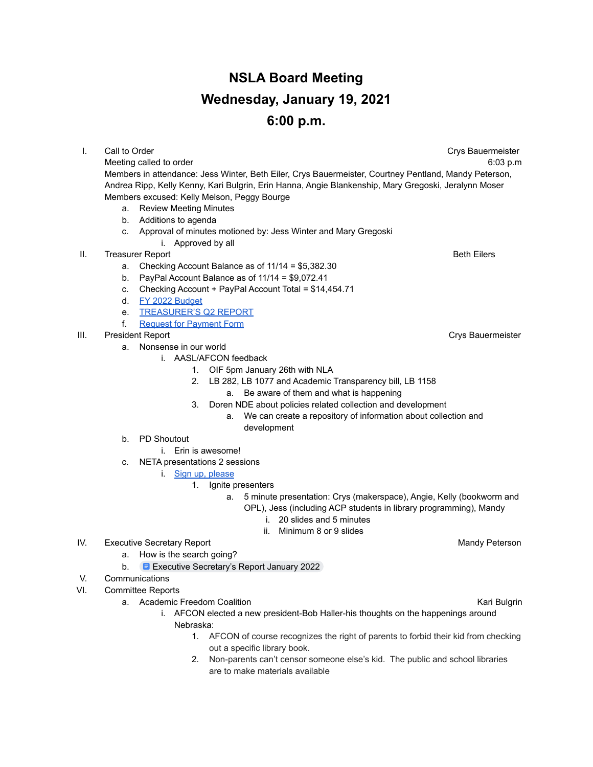# NSLA Board Meeting

# Wednesday, January 19, 2021

# 6:00 p.m.

I. Call to Order — Crys Bauermeister
   Meeting called to order — 6:03 p.m
   Members in attendance: Jess Winter, Beth Eiler, Crys Bauermeister, Courtney Pentland, Mandy Peterson, Andrea Ripp, Kelly Kenny, Kari Bulgrin, Erin Hanna, Angie Blankenship, Mary Gregoski, Jeralynn Moser
   Members excused: Kelly Melson, Peggy Bourge
   a. Review Meeting Minutes
   b. Additions to agenda
   c. Approval of minutes motioned by: Jess Winter and Mary Gregoski
      i. Approved by all

II. Treasurer Report — Beth Eilers
   a. Checking Account Balance as of 11/14 = $5,382.30
   b. PayPal Account Balance as of 11/14 = $9,072.41
   c. Checking Account + PayPal Account Total = $14,454.71
   d. FY 2022 Budget
   e. TREASURER'S Q2 REPORT
   f. Request for Payment Form

III. President Report — Crys Bauermeister
   a. Nonsense in our world
      i. AASL/AFCON feedback
         1. OIF 5pm January 26th with NLA
         2. LB 282, LB 1077 and Academic Transparency bill, LB 1158
            a. Be aware of them and what is happening
         3. Doren NDE about policies related collection and development
            a. We can create a repository of information about collection and development
   b. PD Shoutout
      i. Erin is awesome!
   c. NETA presentations 2 sessions
      i. Sign up, please
         1. Ignite presenters
            a. 5 minute presentation: Crys (makerspace), Angie, Kelly (bookworm and OPL), Jess (including ACP students in library programming), Mandy
               i. 20 slides and 5 minutes
               ii. Minimum 8 or 9 slides

IV. Executive Secretary Report — Mandy Peterson
   a. How is the search going?
   b. Executive Secretary's Report January 2022

V. Communications

VI. Committee Reports
   a. Academic Freedom Coalition — Kari Bulgrin
      i. AFCON elected a new president-Bob Haller-his thoughts on the happenings around Nebraska:
         1. AFCON of course recognizes the right of parents to forbid their kid from checking out a specific library book.
         2. Non-parents can't censor someone else's kid. The public and school libraries are to make materials available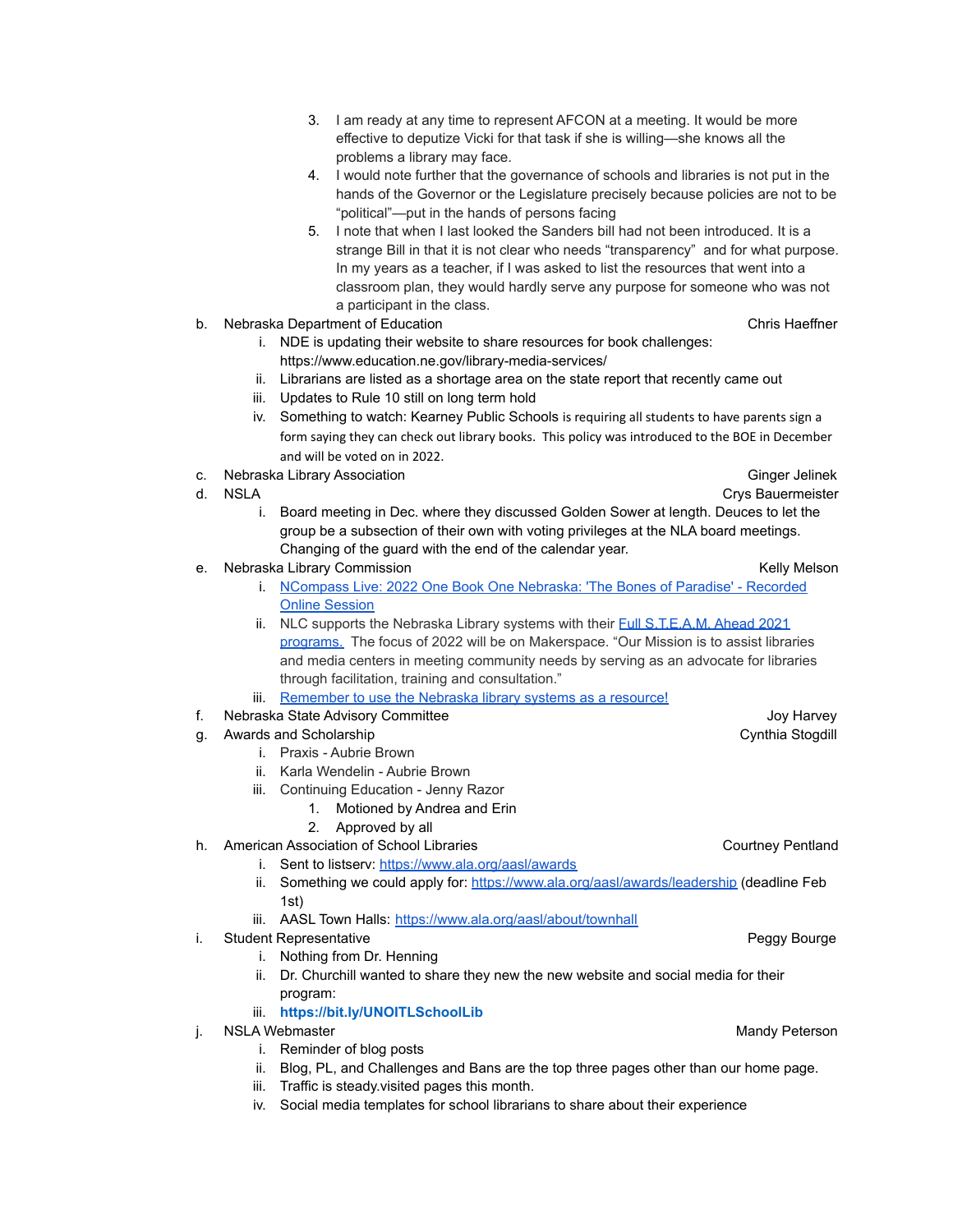3. I am ready at any time to represent AFCON at a meeting. It would be more effective to deputize Vicki for that task if she is willing—she knows all the problems a library may face.
4. I would note further that the governance of schools and libraries is not put in the hands of the Governor or the Legislature precisely because policies are not to be "political"—put in the hands of persons facing
5. I note that when I last looked the Sanders bill had not been introduced. It is a strange Bill in that it is not clear who needs "transparency" and for what purpose. In my years as a teacher, if I was asked to list the resources that went into a classroom plan, they would hardly serve any purpose for someone who was not a participant in the class.

b. Nebraska Department of Education — Chris Haeffner
   i. NDE is updating their website to share resources for book challenges: https://www.education.ne.gov/library-media-services/
   ii. Librarians are listed as a shortage area on the state report that recently came out
   iii. Updates to Rule 10 still on long term hold
   iv. Something to watch: Kearney Public Schools is requiring all students to have parents sign a form saying they can check out library books. This policy was introduced to the BOE in December and will be voted on in 2022.

c. Nebraska Library Association — Ginger Jelinek

d. NSLA — Crys Bauermeister
   i. Board meeting in Dec. where they discussed Golden Sower at length. Deuces to let the group be a subsection of their own with voting privileges at the NLA board meetings. Changing of the guard with the end of the calendar year.

e. Nebraska Library Commission — Kelly Melson
   i. [NCompass Live: 2022 One Book One Nebraska: 'The Bones of Paradise' - Recorded Online Session]
   ii. NLC supports the Nebraska Library systems with their [Full S.T.E.A.M. Ahead 2021 programs.] The focus of 2022 will be on Makerspace. "Our Mission is to assist libraries and media centers in meeting community needs by serving as an advocate for libraries through facilitation, training and consultation."
   iii. [Remember to use the Nebraska library systems as a resource!]

f. Nebraska State Advisory Committee — Joy Harvey

g. Awards and Scholarship — Cynthia Stogdill
   i. Praxis - Aubrie Brown
   ii. Karla Wendelin - Aubrie Brown
   iii. Continuing Education - Jenny Razor
      1. Motioned by Andrea and Erin
      2. Approved by all

h. American Association of School Libraries — Courtney Pentland
   i. Sent to listserv: https://www.ala.org/aasl/awards
   ii. Something we could apply for: https://www.ala.org/aasl/awards/leadership (deadline Feb 1st)
   iii. AASL Town Halls: https://www.ala.org/aasl/about/townhall

i. Student Representative — Peggy Bourge
   i. Nothing from Dr. Henning
   ii. Dr. Churchill wanted to share they new the new website and social media for their program:
   iii. **https://bit.ly/UNOITLSchoolLib**

j. NSLA Webmaster — Mandy Peterson
   i. Reminder of blog posts
   ii. Blog, PL, and Challenges and Bans are the top three pages other than our home page.
   iii. Traffic is steady.visited pages this month.
   iv. Social media templates for school librarians to share about their experience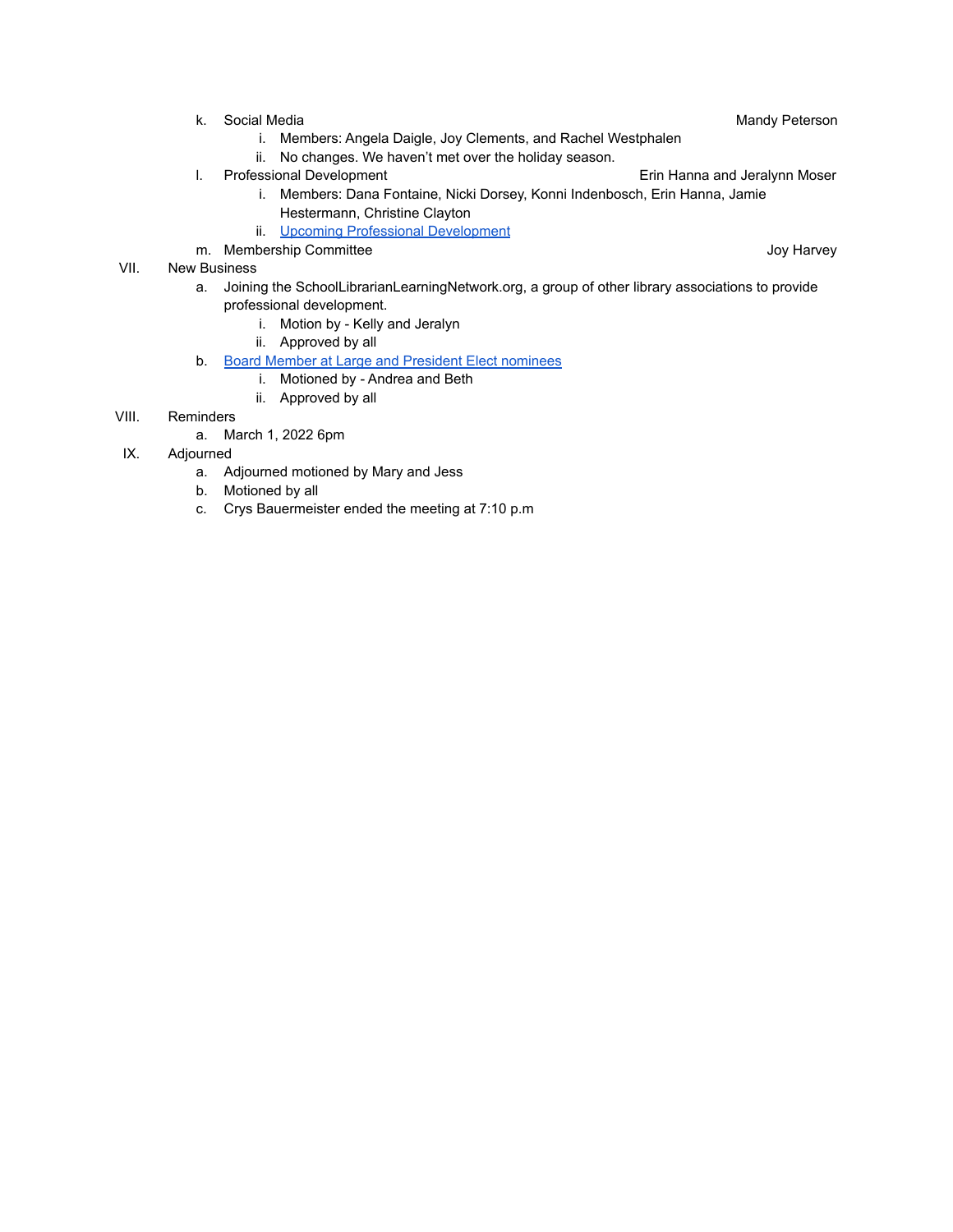k. Social Media — Mandy Peterson
   i. Members: Angela Daigle, Joy Clements, and Rachel Westphalen
   ii. No changes. We haven't met over the holiday season.

l. Professional Development — Erin Hanna and Jeralynn Moser
   i. Members: Dana Fontaine, Nicki Dorsey, Konni Indenbosch, Erin Hanna, Jamie Hestermann, Christine Clayton
   ii. Upcoming Professional Development

m. Membership Committee — Joy Harvey

VII. New Business
   a. Joining the SchoolLibrarianLearningNetwork.org, a group of other library associations to provide professional development.
      i. Motion by - Kelly and Jeralyn
      ii. Approved by all
   b. Board Member at Large and President Elect nominees
      i. Motioned by - Andrea and Beth
      ii. Approved by all

VIII. Reminders
   a. March 1, 2022 6pm

IX. Adjourned
   a. Adjourned motioned by Mary and Jess
   b. Motioned by all
   c. Crys Bauermeister ended the meeting at 7:10 p.m